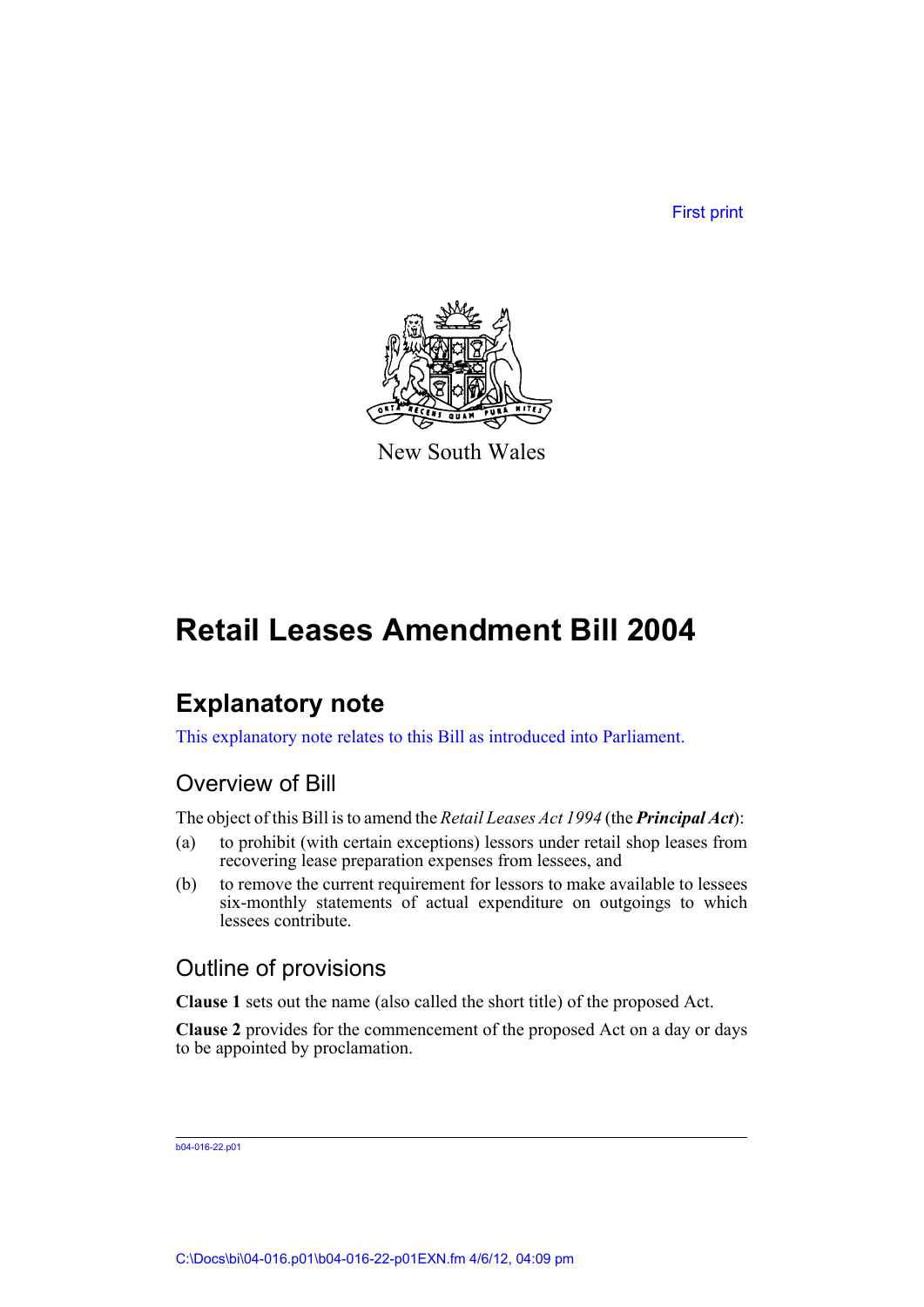First print

New South Wales

# Retail Leases Amendment Bill 2004

## Explanatory note

This explanatory note relates to this Bill as introduced into Parliament.

### Overview of Bill

The object of this Bill is to amend the *Retail Leases Act 1994* (the ***Principal Act***):

(a) to prohibit (with certain exceptions) lessors under retail shop leases from recovering lease preparation expenses from lessees, and

(b) to remove the current requirement for lessors to make available to lessees six-monthly statements of actual expenditure on outgoings to which lessees contribute.

### Outline of provisions

**Clause 1** sets out the name (also called the short title) of the proposed Act.

**Clause 2** provides for the commencement of the proposed Act on a day or days to be appointed by proclamation.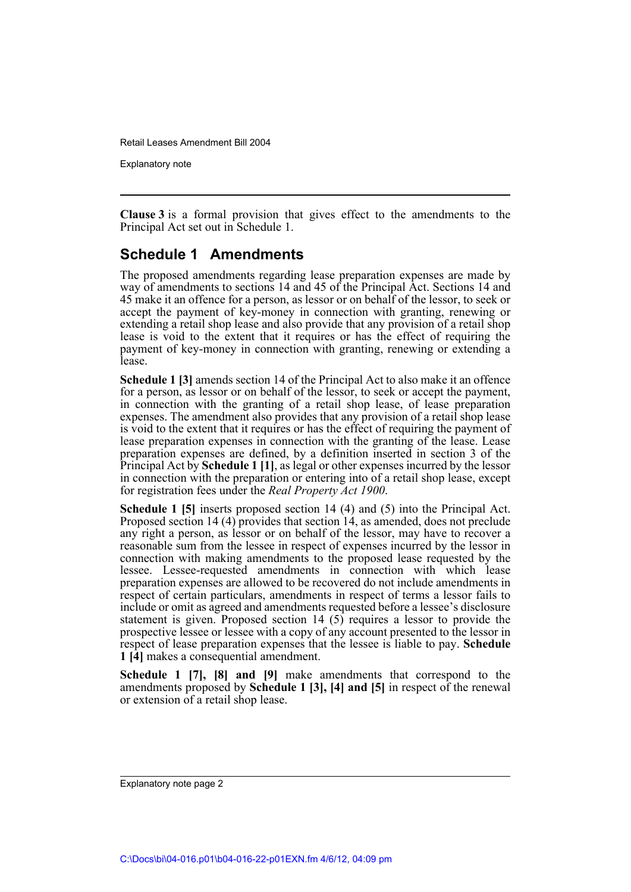**Clause 3** is a formal provision that gives effect to the amendments to the Principal Act set out in Schedule 1.

## Schedule 1 Amendments

The proposed amendments regarding lease preparation expenses are made by way of amendments to sections 14 and 45 of the Principal Act. Sections 14 and 45 make it an offence for a person, as lessor or on behalf of the lessor, to seek or accept the payment of key-money in connection with granting, renewing or extending a retail shop lease and also provide that any provision of a retail shop lease is void to the extent that it requires or has the effect of requiring the payment of key-money in connection with granting, renewing or extending a lease.

**Schedule 1 [3]** amends section 14 of the Principal Act to also make it an offence for a person, as lessor or on behalf of the lessor, to seek or accept the payment, in connection with the granting of a retail shop lease, of lease preparation expenses. The amendment also provides that any provision of a retail shop lease is void to the extent that it requires or has the effect of requiring the payment of lease preparation expenses in connection with the granting of the lease. Lease preparation expenses are defined, by a definition inserted in section 3 of the Principal Act by **Schedule 1 [1]**, as legal or other expenses incurred by the lessor in connection with the preparation or entering into of a retail shop lease, except for registration fees under the *Real Property Act 1900*.

**Schedule 1 [5]** inserts proposed section 14 (4) and (5) into the Principal Act. Proposed section 14 (4) provides that section 14, as amended, does not preclude any right a person, as lessor or on behalf of the lessor, may have to recover a reasonable sum from the lessee in respect of expenses incurred by the lessor in connection with making amendments to the proposed lease requested by the lessee. Lessee-requested amendments in connection with which lease preparation expenses are allowed to be recovered do not include amendments in respect of certain particulars, amendments in respect of terms a lessor fails to include or omit as agreed and amendments requested before a lessee's disclosure statement is given. Proposed section 14 (5) requires a lessor to provide the prospective lessee or lessee with a copy of any account presented to the lessor in respect of lease preparation expenses that the lessee is liable to pay. **Schedule 1 [4]** makes a consequential amendment.

**Schedule 1 [7], [8] and [9]** make amendments that correspond to the amendments proposed by **Schedule 1 [3], [4] and [5]** in respect of the renewal or extension of a retail shop lease.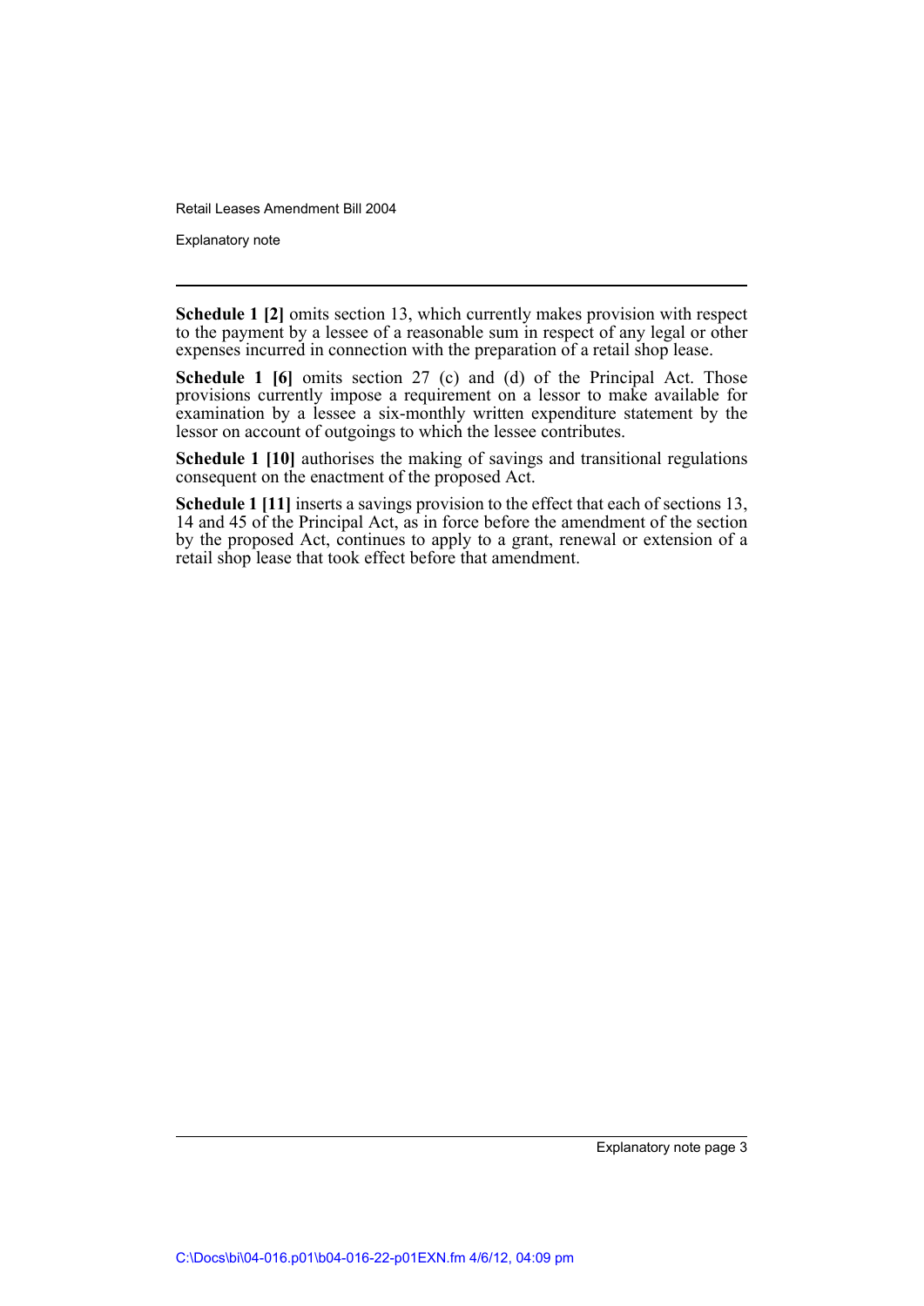**Schedule 1 [2]** omits section 13, which currently makes provision with respect to the payment by a lessee of a reasonable sum in respect of any legal or other expenses incurred in connection with the preparation of a retail shop lease.

**Schedule 1 [6]** omits section 27 (c) and (d) of the Principal Act. Those provisions currently impose a requirement on a lessor to make available for examination by a lessee a six-monthly written expenditure statement by the lessor on account of outgoings to which the lessee contributes.

**Schedule 1 [10]** authorises the making of savings and transitional regulations consequent on the enactment of the proposed Act.

**Schedule 1 [11]** inserts a savings provision to the effect that each of sections 13, 14 and 45 of the Principal Act, as in force before the amendment of the section by the proposed Act, continues to apply to a grant, renewal or extension of a retail shop lease that took effect before that amendment.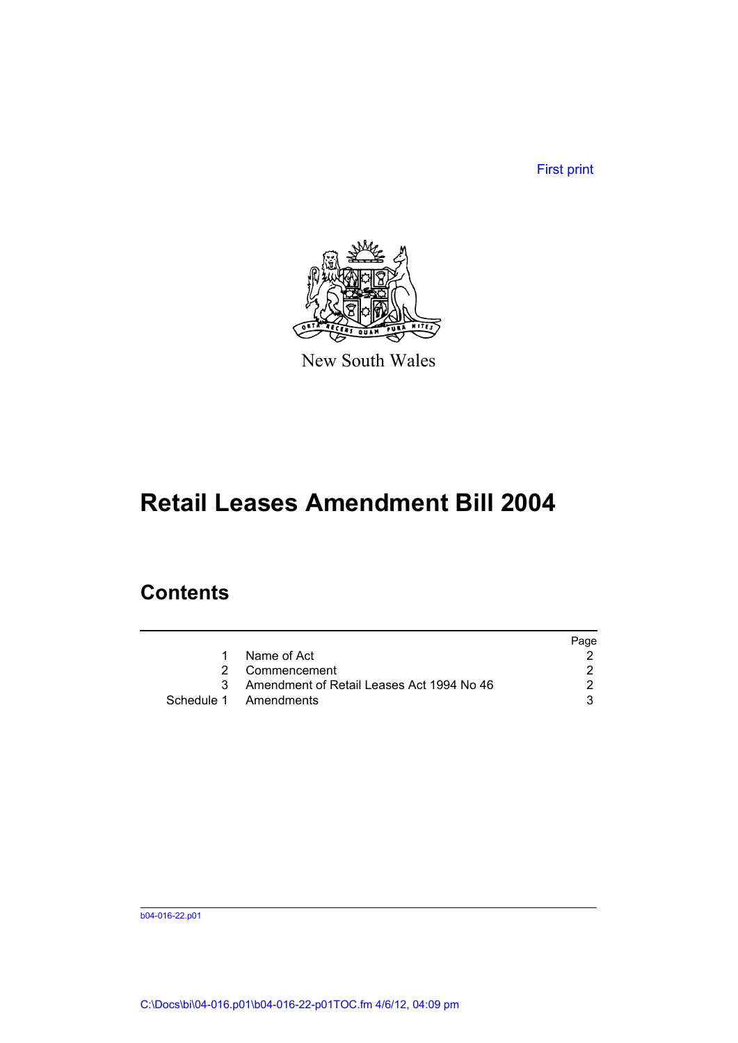First print

New South Wales

# Retail Leases Amendment Bill 2004

## Contents

| | | Page |
|---|---|---|
| 1 | Name of Act | 2 |
| 2 | Commencement | 2 |
| 3 | Amendment of Retail Leases Act 1994 No 46 | 2 |
| Schedule 1 | Amendments | 3 |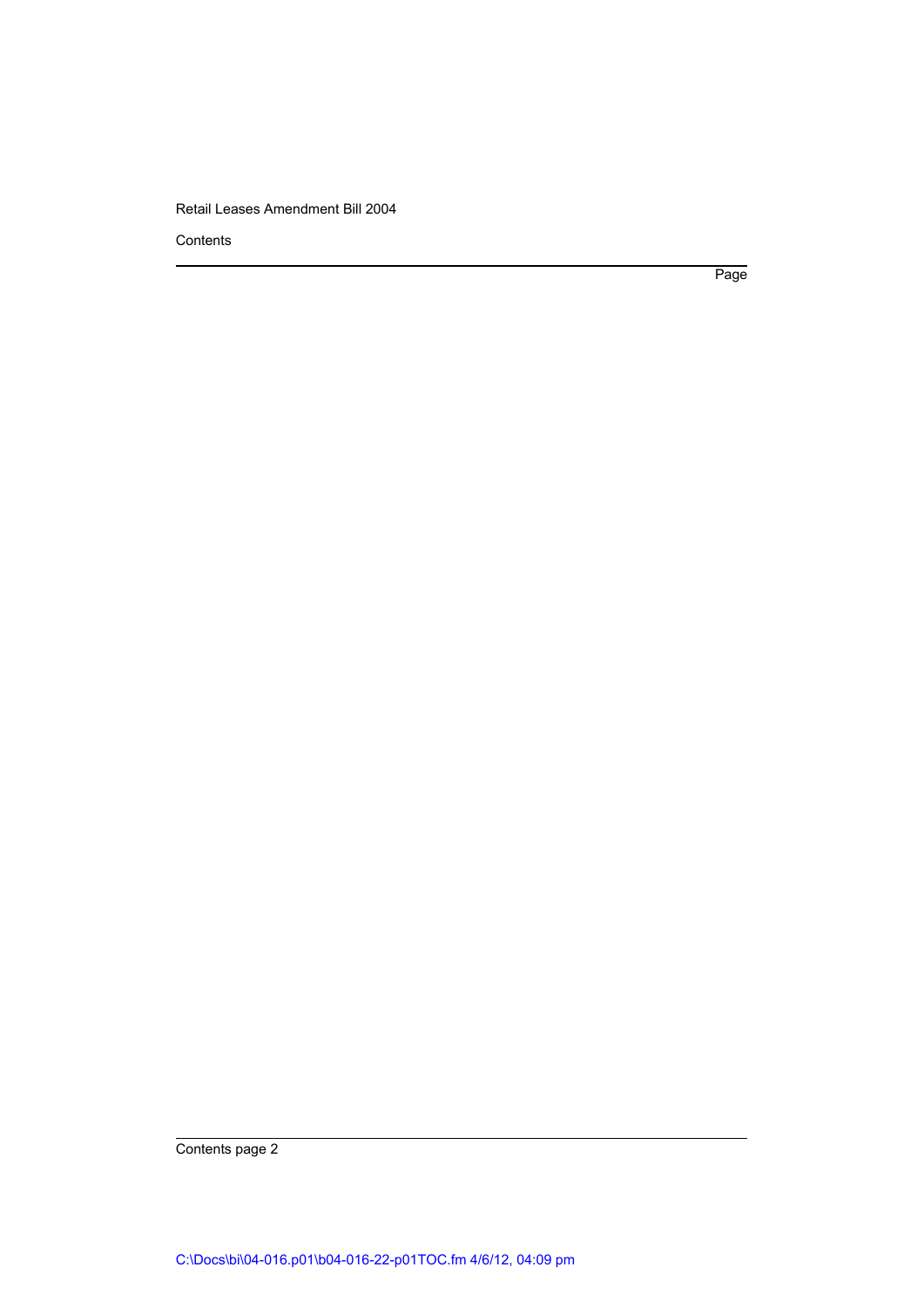Contents

Page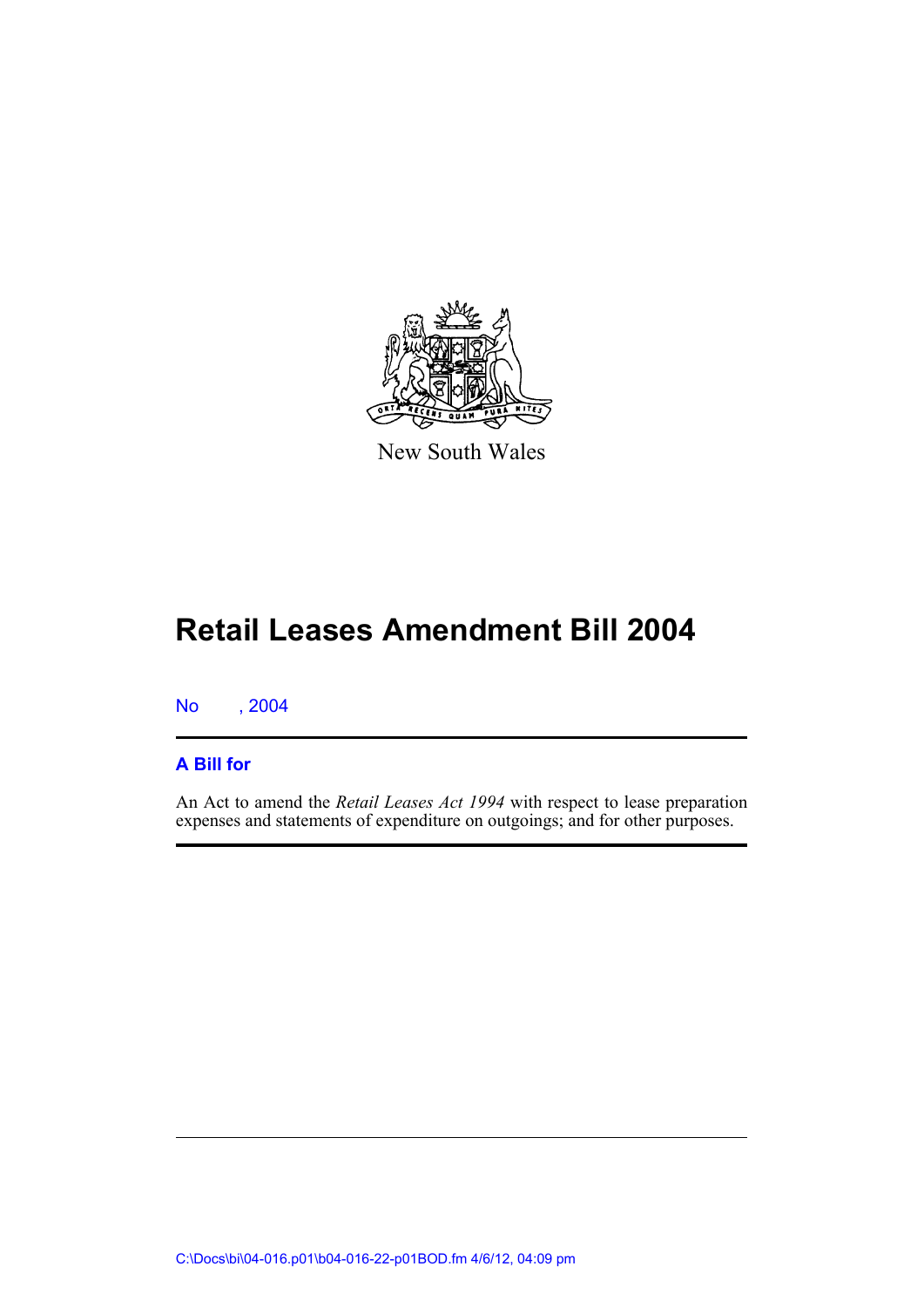New South Wales

# Retail Leases Amendment Bill 2004

No , 2004

## A Bill for

An Act to amend the *Retail Leases Act 1994* with respect to lease preparation expenses and statements of expenditure on outgoings; and for other purposes.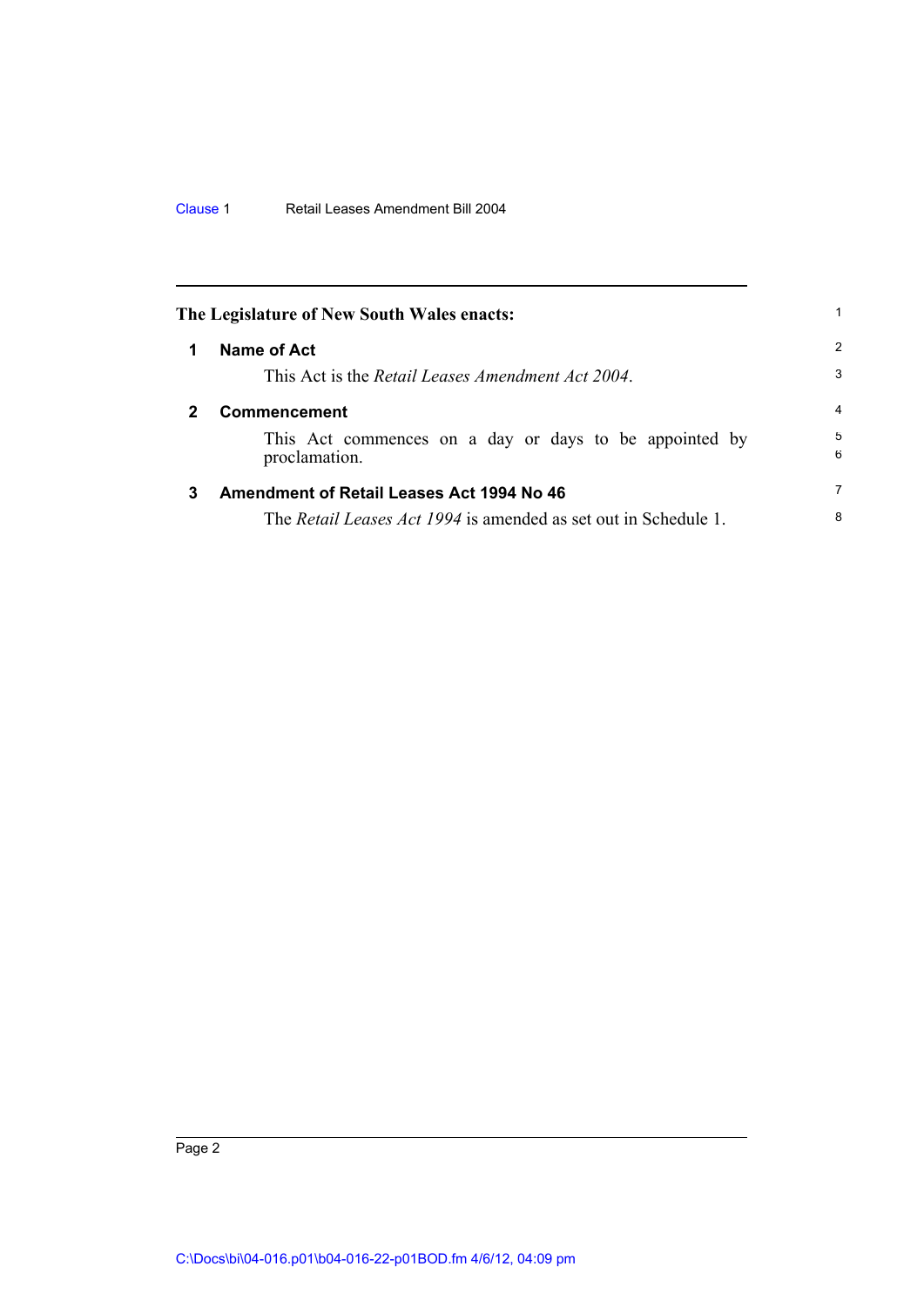**The Legislature of New South Wales enacts:**

## 1 Name of Act

This Act is the *Retail Leases Amendment Act 2004*.

## 2 Commencement

This Act commences on a day or days to be appointed by proclamation.

## 3 Amendment of Retail Leases Act 1994 No 46

The *Retail Leases Act 1994* is amended as set out in Schedule 1.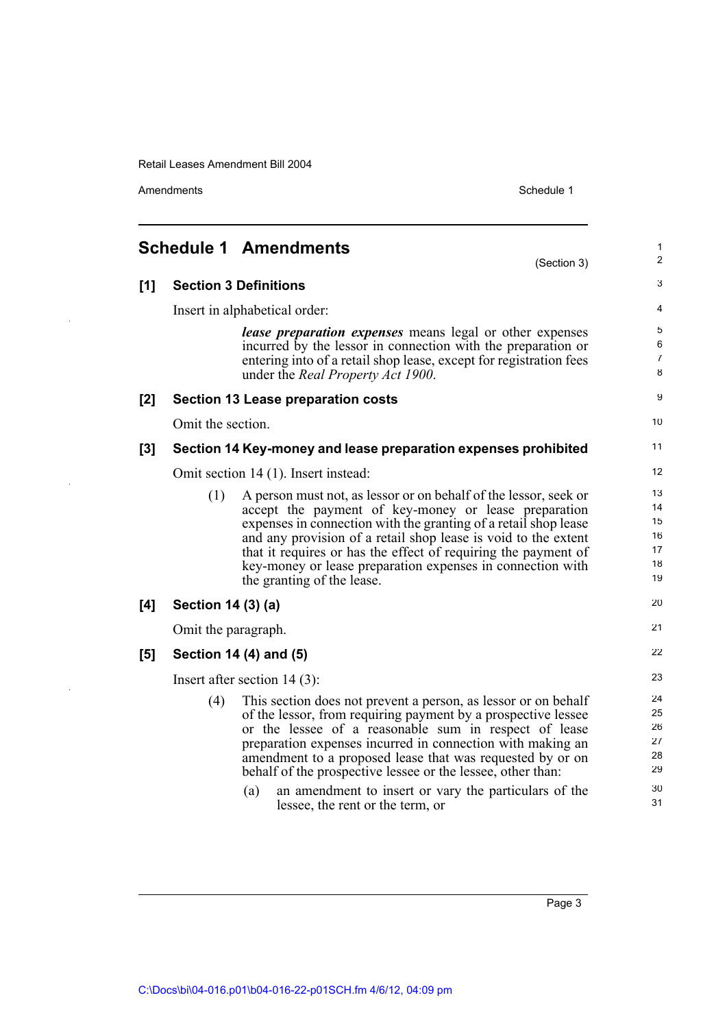# Schedule 1 Amendments

(Section 3)

## [1] Section 3 Definitions

Insert in alphabetical order:

> ***lease preparation expenses*** means legal or other expenses incurred by the lessor in connection with the preparation or entering into of a retail shop lease, except for registration fees under the *Real Property Act 1900*.

## [2] Section 13 Lease preparation costs

Omit the section.

## [3] Section 14 Key-money and lease preparation expenses prohibited

Omit section 14 (1). Insert instead:

> (1) A person must not, as lessor or on behalf of the lessor, seek or accept the payment of key-money or lease preparation expenses in connection with the granting of a retail shop lease and any provision of a retail shop lease is void to the extent that it requires or has the effect of requiring the payment of key-money or lease preparation expenses in connection with the granting of the lease.

## [4] Section 14 (3) (a)

Omit the paragraph.

## [5] Section 14 (4) and (5)

Insert after section 14 (3):

> (4) This section does not prevent a person, as lessor or on behalf of the lessor, from requiring payment by a prospective lessee or the lessee of a reasonable sum in respect of lease preparation expenses incurred in connection with making an amendment to a proposed lease that was requested by or on behalf of the prospective lessee or the lessee, other than:
>
> (a) an amendment to insert or vary the particulars of the lessee, the rent or the term, or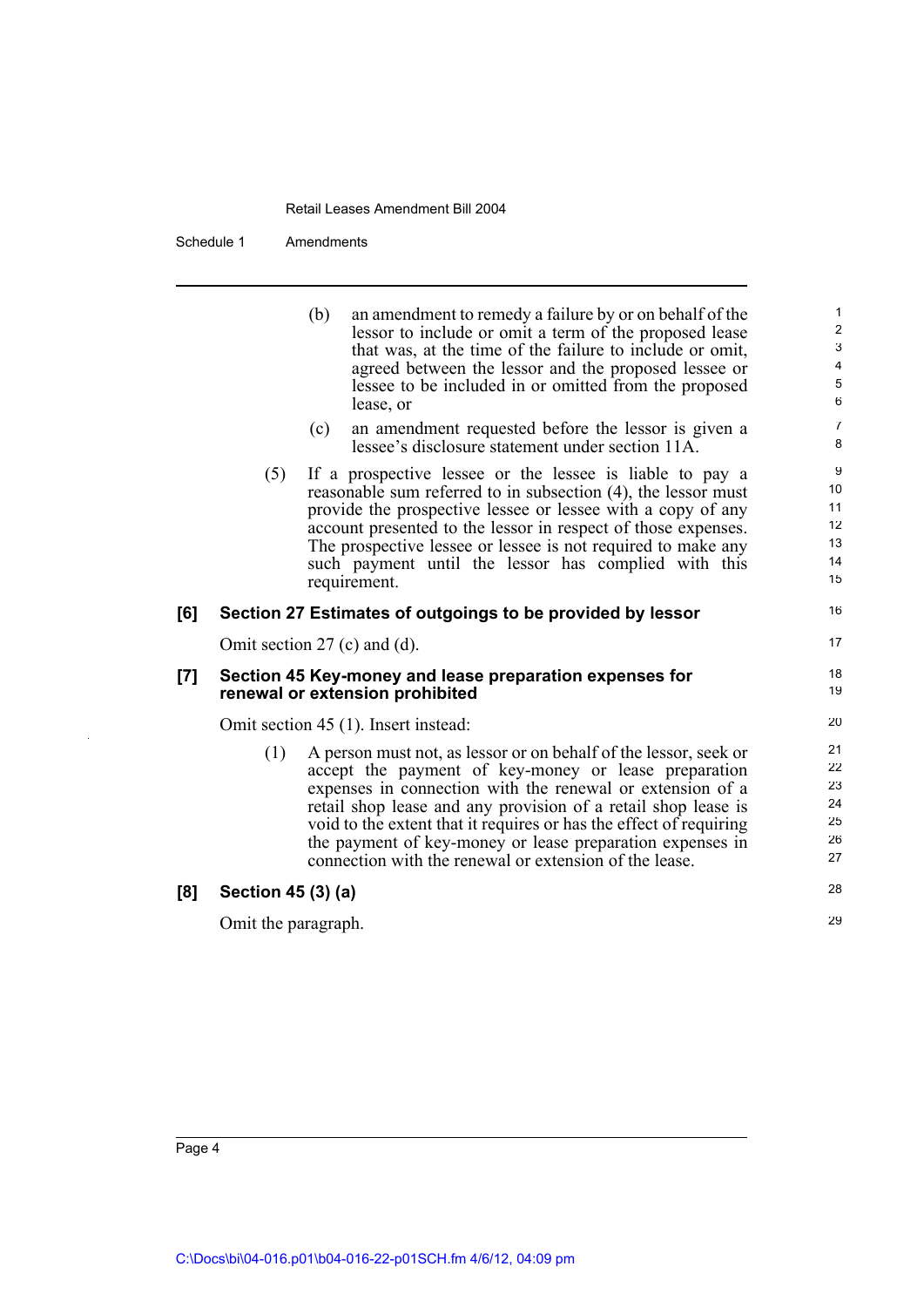(b) an amendment to remedy a failure by or on behalf of the lessor to include or omit a term of the proposed lease that was, at the time of the failure to include or omit, agreed between the lessor and the proposed lessee or lessee to be included in or omitted from the proposed lease, or

(c) an amendment requested before the lessor is given a lessee's disclosure statement under section 11A.

(5) If a prospective lessee or the lessee is liable to pay a reasonable sum referred to in subsection (4), the lessor must provide the prospective lessee or lessee with a copy of any account presented to the lessor in respect of those expenses. The prospective lessee or lessee is not required to make any such payment until the lessor has complied with this requirement.

**[6] Section 27 Estimates of outgoings to be provided by lessor**

Omit section 27 (c) and (d).

**[7] Section 45 Key-money and lease preparation expenses for renewal or extension prohibited**

Omit section 45 (1). Insert instead:

(1) A person must not, as lessor or on behalf of the lessor, seek or accept the payment of key-money or lease preparation expenses in connection with the renewal or extension of a retail shop lease and any provision of a retail shop lease is void to the extent that it requires or has the effect of requiring the payment of key-money or lease preparation expenses in connection with the renewal or extension of the lease.

**[8] Section 45 (3) (a)**

Omit the paragraph.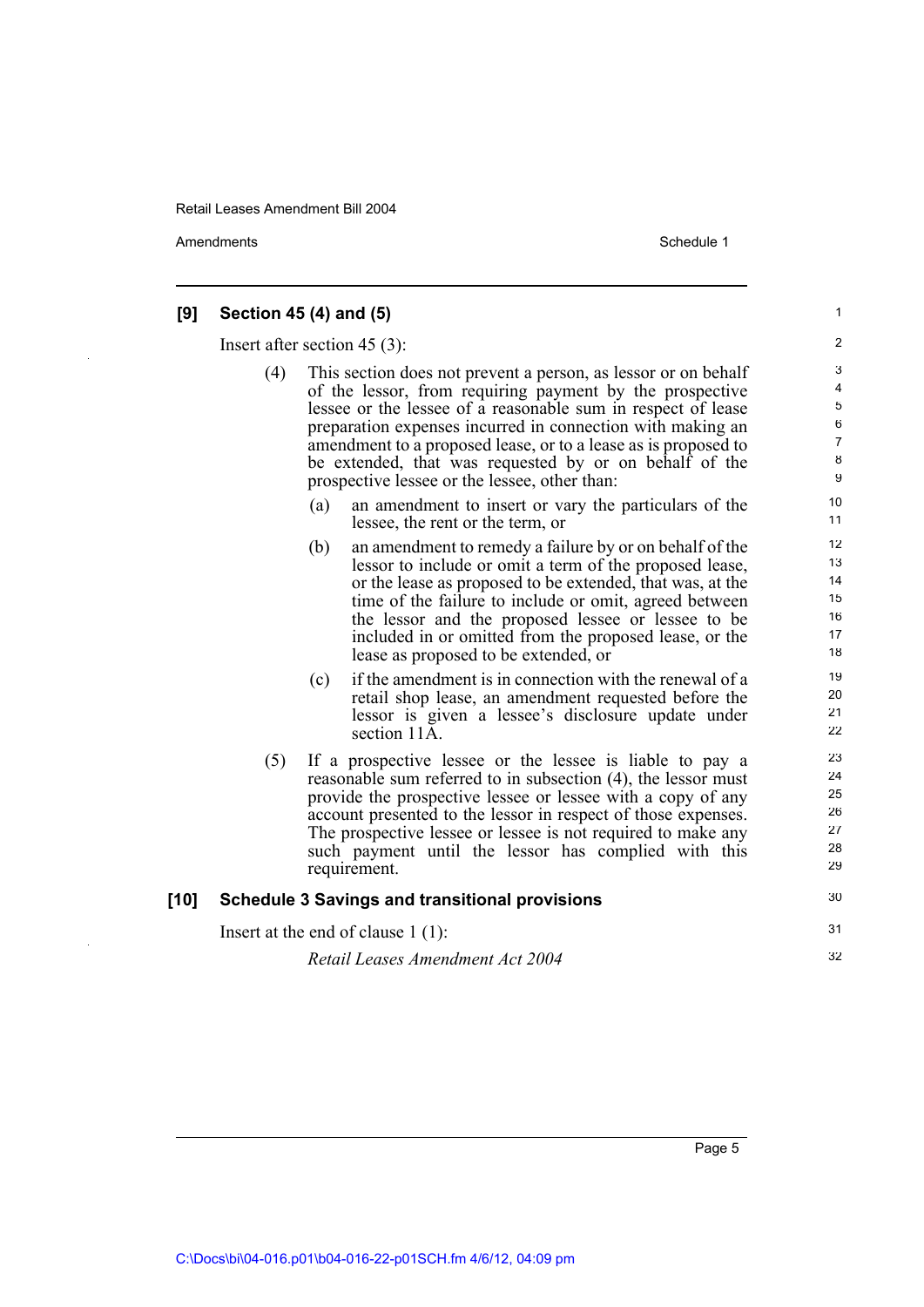## [9] Section 45 (4) and (5)

Insert after section 45 (3):

(4) This section does not prevent a person, as lessor or on behalf of the lessor, from requiring payment by the prospective lessee or the lessee of a reasonable sum in respect of lease preparation expenses incurred in connection with making an amendment to a proposed lease, or to a lease as is proposed to be extended, that was requested by or on behalf of the prospective lessee or the lessee, other than:

(a) an amendment to insert or vary the particulars of the lessee, the rent or the term, or

(b) an amendment to remedy a failure by or on behalf of the lessor to include or omit a term of the proposed lease, or the lease as proposed to be extended, that was, at the time of the failure to include or omit, agreed between the lessor and the proposed lessee or lessee to be included in or omitted from the proposed lease, or the lease as proposed to be extended, or

(c) if the amendment is in connection with the renewal of a retail shop lease, an amendment requested before the lessor is given a lessee's disclosure update under section 11A.

(5) If a prospective lessee or the lessee is liable to pay a reasonable sum referred to in subsection (4), the lessor must provide the prospective lessee or lessee with a copy of any account presented to the lessor in respect of those expenses. The prospective lessee or lessee is not required to make any such payment until the lessor has complied with this requirement.

## [10] Schedule 3 Savings and transitional provisions

Insert at the end of clause 1 (1):

*Retail Leases Amendment Act 2004*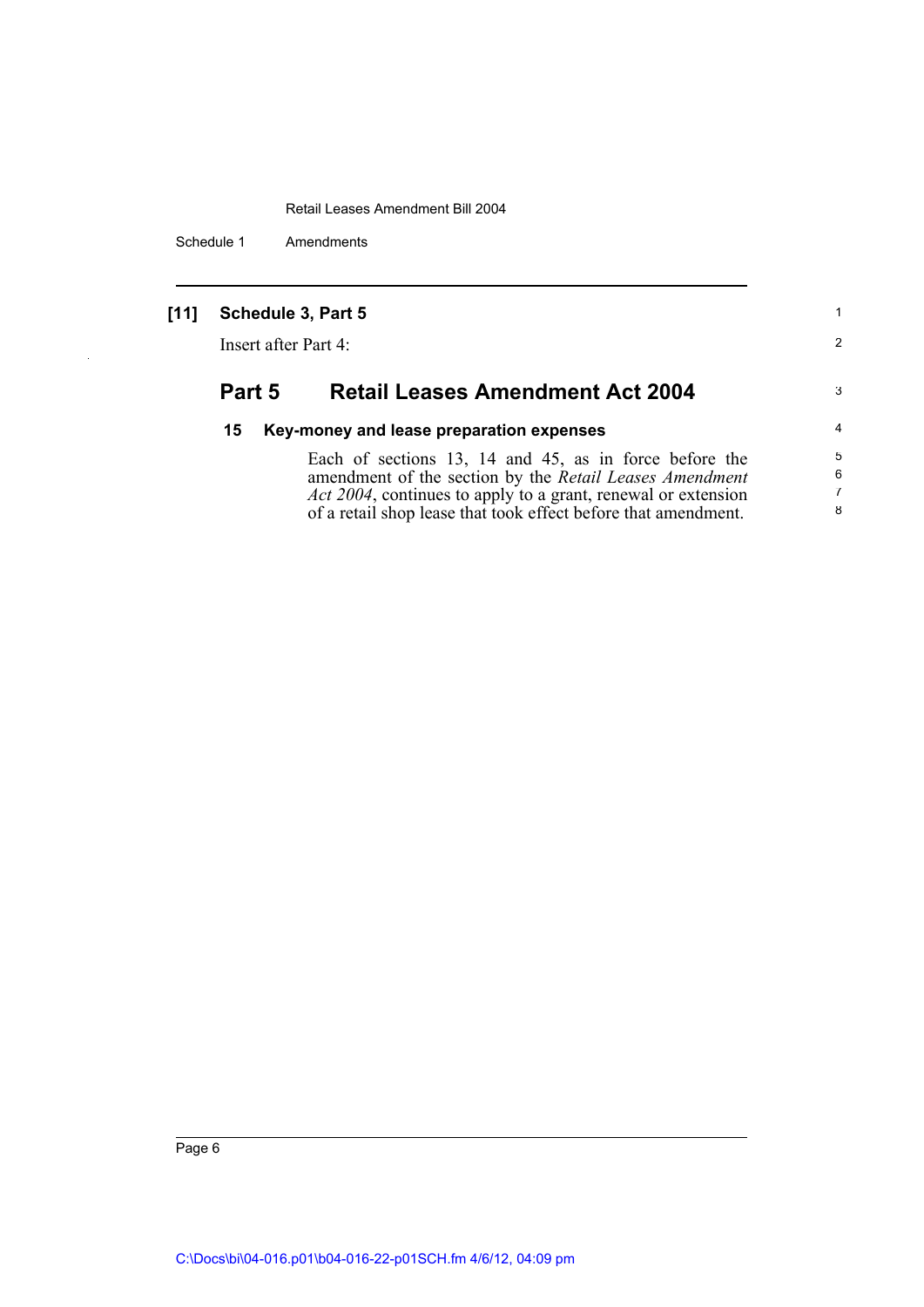**[11] Schedule 3, Part 5**

Insert after Part 4:

## Part 5 Retail Leases Amendment Act 2004

### 15 Key-money and lease preparation expenses

Each of sections 13, 14 and 45, as in force before the amendment of the section by the *Retail Leases Amendment Act 2004*, continues to apply to a grant, renewal or extension of a retail shop lease that took effect before that amendment.